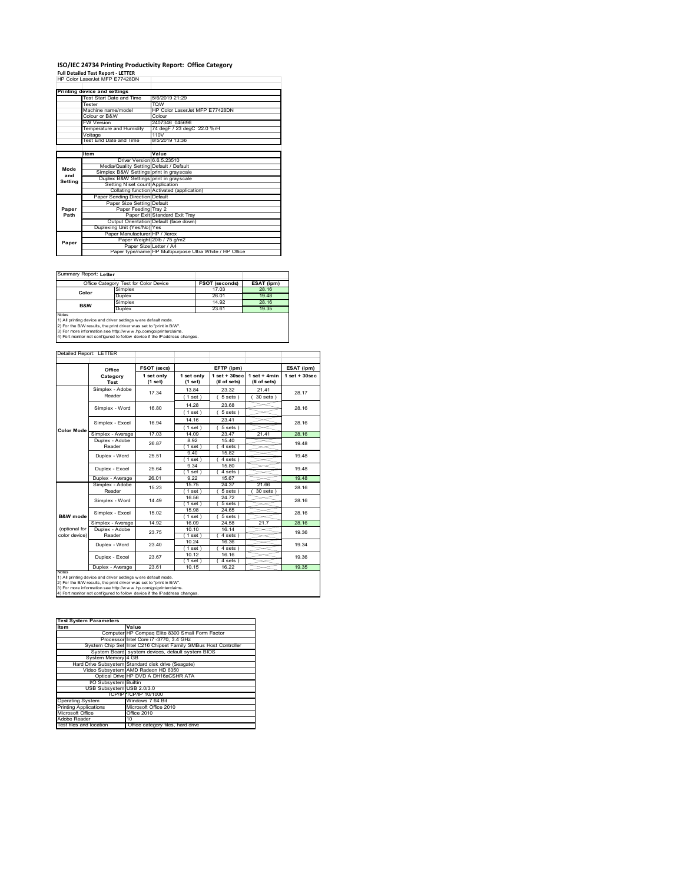# ISO/IEC 24734 Printing Productivity Report: Office Category

**Full Detailed Test Report - LETTER**

HP Color LaserJet MFP E77428DN

| Printing device and settings | |
|---|---|
| Test Start Date and Time | 5/6/2019 21:29 |
| Tester | TQW |
| Machine name/model | HP Color LaserJet MFP E77428DN |
| Colour or B&W | Colour |
| FW Version | 2407346_045696 |
| Temperature and Humidity | 74 degF / 23 degC 22.0 %rH |
| Voltage | 110V |
| Test End Date and Time | 8/5/2019 13:36 |

| | Item | Value |
|---|---|---|
| Mode and Setting | Driver Version | 6.6.5.23510 |
| | Media/Quality Setting | Default / Default |
| | Simplex B&W Settings | print in grayscale |
| | Duplex B&W Settings | print in grayscale |
| | Setting N set count | Application |
| | Collating function | Activated (application) |
| Paper Path | Paper Sending Direction | Default |
| | Paper Size Setting | Default |
| | Paper Feeding | Tray 2 |
| | Paper Exit | Standard Exit Tray |
| | Output Orientation | Default (face down) |
| | Duplexing Unit (Yes/No) | Yes |
| Paper | Paper Manufacturer | HP / Xerox |
| | Paper Weight | 20lb / 75 g/m2 |
| | Paper Size | Letter / A4 |
| | Paper type/name | HP Multipurpose Ultra White / HP Office |

Summary Report: **Letter**

| Office Category Test for Color Device | | FSOT (seconds) | ESAT (ipm) |
|---|---|---|---|
| Color | Simplex | 17.03 | 28.16 |
| | Duplex | 26.01 | 19.48 |
| B&W | Simplex | 14.92 | 28.16 |
| | Duplex | 23.61 | 19.35 |

Notes
1) All printing device and driver settings were default mode.
2) For the B/W results, the print driver was set to "print in B/W".
3) For more information see http://www.hp.com/go/printerclaims.
4) Port monitor not configured to follow device if the IP address changes.

Detailed Report: LETTER

| | Office Category Test | FSOT (secs) 1 set only (1 set) | EFTP (ipm) 1 set only (1 set) | EFTP (ipm) 1 set + 30sec (# of sets) | EFTP (ipm) 1 set + 4min (# of sets) | ESAT (ipm) 1 set + 30sec |
|---|---|---|---|---|---|---|
| Color Mode | Simplex - Adobe Reader | 17.34 | 13.84 (1 set) | 23.32 (5 sets) | 21.41 (30 sets) | 28.17 |
| | Simplex - Word | 16.80 | 14.28 (1 set) | 23.68 (5 sets) | | 28.16 |
| | Simplex - Excel | 16.94 | 14.16 (1 set) | 23.41 (5 sets) | | 28.16 |
| | Simplex - Average | 17.03 | 14.09 | 23.47 | 21.41 | 28.16 |
| | Duplex - Adobe Reader | 26.87 | 8.92 (1 set) | 15.40 (4 sets) | | 19.48 |
| | Duplex - Word | 25.51 | 9.40 (1 set) | 15.82 (4 sets) | | 19.48 |
| | Duplex - Excel | 25.64 | 9.34 (1 set) | 15.80 (4 sets) | | 19.48 |
| | Duplex - Average | 26.01 | 9.22 | 15.67 | | 19.48 |
| B&W mode (optional for color device) | Simplex - Adobe Reader | 15.23 | 15.75 (1 set) | 24.37 (5 sets) | 21.66 (30 sets) | 28.16 |
| | Simplex - Word | 14.49 | 16.56 (1 set) | 24.72 (5 sets) | | 28.16 |
| | Simplex - Excel | 15.02 | 15.98 (1 set) | 24.65 (5 sets) | | 28.16 |
| | Simplex - Average | 14.92 | 16.09 | 24.58 | 21.7 | 28.16 |
| | Duplex - Adobe Reader | 23.75 | 10.10 (1 set) | 16.14 (4 sets) | | 19.36 |
| | Duplex - Word | 23.40 | 10.24 (1 set) | 16.36 (4 sets) | | 19.34 |
| | Duplex - Excel | 23.67 | 10.12 (1 set) | 16.16 (4 sets) | | 19.36 |
| | Duplex - Average | 23.61 | 10.15 | 16.22 | | 19.35 |

Notes
1) All printing device and driver settings were default mode.
2) For the B/W results, the print driver was set to "print in B/W".
3) For more information see http://www.hp.com/go/printerclaims.
4) Port monitor not configured to follow device if the IP address changes.

| Test System Parameters | |
|---|---|
| Item | Value |
| Computer | HP Compaq Elite 8300 Small Form Factor |
| Processor | Intel Core i7 -3770, 3.4 GHz |
| System Chip Set | Intel C216 Chipset Family SMBus Host Controller |
| System Board | system devices, default system BIOS |
| System Memory | 4 GB |
| Hard Drive Subsystem | Standard disk drive (Seagate) |
| Video Subsystem | AMD Radeon HD 6350 |
| Optical Drive | HP DVD A DH16aCSHR ATA |
| I/O Subsystem | Builtin |
| USB Subsystem | USB 2.0/3.0 |
| TCP/IP | TCP/IP 10/1000 |
| Operating System | Windows 7 64 Bit |
| Printing Applications | Microsoft Office 2010 |
| Microsoft Office | Office 2010 |
| Adobe Reader | 10 |
| Test files and location | Office category files, hard drive |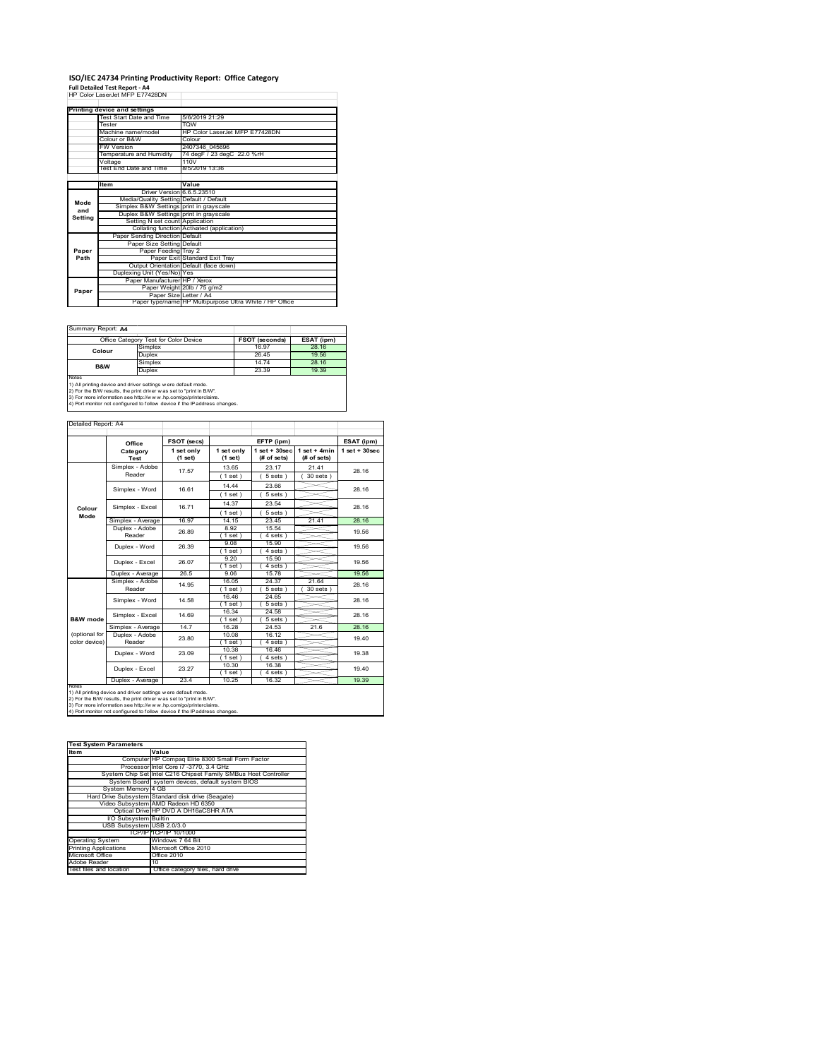# ISO/IEC 24734 Printing Productivity Report: Office Category

**Full Detailed Test Report - A4**

HP Color LaserJet MFP E77428DN

| Printing device and settings | |
|---|---|
| Test Start Date and Time | 5/6/2019 21:29 |
| Tester | TQW |
| Machine name/model | HP Color LaserJet MFP E77428DN |
| Colour or B&W | Colour |
| FW Version | 2407346_045696 |
| Temperature and Humidity | 74 degF / 23 degC 22.0 %rH |
| Voltage | 110V |
| Test End Date and Time | 8/5/2019 13:36 |

| | Item | Value |
|---|---|---|
| Mode and Setting | Driver Version | 6.6.5.23510 |
| | Media/Quality Setting | Default / Default |
| | Simplex B&W Settings | print in grayscale |
| | Duplex B&W Settings | print in grayscale |
| | Setting N set count | Application |
| | Collating function | Activated (application) |
| Paper Path | Paper Sending Direction | Default |
| | Paper Size Setting | Default |
| | Paper Feeding | Tray 2 |
| | Paper Exit | Standard Exit Tray |
| | Output Orientation | Default (face down) |
| | Duplexing Unit (Yes/No) | Yes |
| Paper | Paper Manufacturer | HP / Xerox |
| | Paper Weight | 20lb / 75 g/m2 |
| | Paper Size | Letter / A4 |
| | Paper type/name | HP Multipurpose Ultra White / HP Office |

Summary Report: **A4**

| Office Category Test for Color Device | | FSOT (seconds) | ESAT (ipm) |
|---|---|---|---|
| Colour | Simplex | 16.97 | 28.16 |
| | Duplex | 26.45 | 19.56 |
| B&W | Simplex | 14.74 | 28.16 |
| | Duplex | 23.39 | 19.39 |

Notes
1) All printing device and driver settings were default mode.
2) For the B/W results, the print driver was set to "print in B/W".
3) For more information see http://www.hp.com/go/printerclaims.
4) Port monitor not configured to follow device if the IP address changes.

Detailed Report: A4

| | Office Category Test | FSOT (secs) 1 set only (1 set) | EFTP (ipm) 1 set only (1 set) | EFTP (ipm) 1 set + 30sec (# of sets) | EFTP (ipm) 1 set + 4min (# of sets) | ESAT (ipm) 1 set + 30sec |
|---|---|---|---|---|---|---|
| Colour Mode | Simplex - Adobe Reader | 17.57 | 13.65 (1 set) | 23.17 (5 sets) | 21.41 (30 sets) | 28.16 |
| | Simplex - Word | 16.61 | 14.44 (1 set) | 23.66 (5 sets) | | 28.16 |
| | Simplex - Excel | 16.71 | 14.37 (1 set) | 23.54 (5 sets) | | 28.16 |
| | Simplex - Average | 16.97 | 14.15 | 23.45 | 21.41 | 28.16 |
| | Duplex - Adobe Reader | 26.89 | 8.92 (1 set) | 15.54 (4 sets) | | 19.56 |
| | Duplex - Word | 26.39 | 9.08 (1 set) | 15.90 (4 sets) | | 19.56 |
| | Duplex - Excel | 26.07 | 9.20 (1 set) | 15.90 (4 sets) | | 19.56 |
| | Duplex - Average | 26.5 | 9.06 | 15.78 | | 19.56 |
| B&W mode (optional for color device) | Simplex - Adobe Reader | 14.95 | 16.05 (1 set) | 24.37 (5 sets) | 21.64 (30 sets) | 28.16 |
| | Simplex - Word | 14.58 | 16.46 (1 set) | 24.65 (5 sets) | | 28.16 |
| | Simplex - Excel | 14.69 | 16.34 (1 set) | 24.58 (5 sets) | | 28.16 |
| | Simplex - Average | 14.7 | 16.28 | 24.53 | 21.6 | 28.16 |
| | Duplex - Adobe Reader | 23.80 | 10.08 (1 set) | 16.12 (4 sets) | | 19.40 |
| | Duplex - Word | 23.09 | 10.38 (1 set) | 16.46 (4 sets) | | 19.38 |
| | Duplex - Excel | 23.27 | 10.30 (1 set) | 16.38 (4 sets) | | 19.40 |
| | Duplex - Average | 23.4 | 10.25 | 16.32 | | 19.39 |

Notes
1) All printing device and driver settings were default mode.
2) For the B/W results, the print driver was set to "print in B/W".
3) For more information see http://www.hp.com/go/printerclaims.
4) Port monitor not configured to follow device if the IP address changes.

| Test System Parameters | |
|---|---|
| **Item** | **Value** |
| Computer | HP Compaq Elite 8300 Small Form Factor |
| Processor | Intel Core i7 -3770, 3.4 GHz |
| System Chip Set | Intel C216 Chipset Family SMBus Host Controller |
| System Board | system devices, default system BIOS |
| System Memory | 4 GB |
| Hard Drive Subsystem | Standard disk drive (Seagate) |
| Video Subsystem | AMD Radeon HD 6350 |
| Optical Drive | HP DVD A DH16aCSHR ATA |
| I/O Subsystem | Builtin |
| USB Subsystem | USB 2.0/3.0 |
| TCP/IP | TCP/IP 10/1000 |
| Operating System | Windows 7 64 Bit |
| Printing Applications | Microsoft Office 2010 |
| Microsoft Office | Office 2010 |
| Adobe Reader | 10 |
| Test files and location | Office category files, hard drive |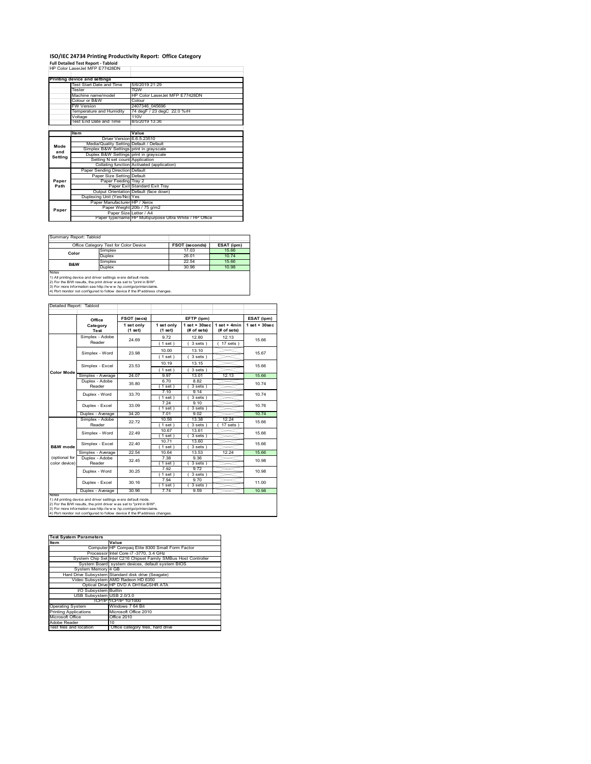# ISO/IEC 24734 Printing Productivity Report: Office Category

**Full Detailed Test Report - Tabloid**

HP Color LaserJet MFP E77428DN

| Printing device and settings | |
|---|---|
| Test Start Date and Time | 5/6/2019 21:29 |
| Tester | TQW |
| Machine name/model | HP Color LaserJet MFP E77428DN |
| Colour or B&W | Colour |
| FW Version | 2407346_045696 |
| Temperature and Humidity | 74 degF / 23 degC 22.0 %rH |
| Voltage | 110V |
| Test End Date and Time | 8/5/2019 13:36 |

| | Item | Value |
|---|---|---|
| Mode and Setting | Driver Version | 6.6.5.23510 |
| | Media/Quality Setting | Default / Default |
| | Simplex B&W Settings | print in grayscale |
| | Duplex B&W Settings | print in grayscale |
| | Setting N set count | Application |
| | Collating function | Activated (application) |
| Paper Path | Paper Sending Direction | Default |
| | Paper Size Setting | Default |
| | Paper Feeding | Tray 2 |
| | Paper Exit | Standard Exit Tray |
| | Output Orientation | Default (face down) |
| | Duplexing Unit (Yes/No) | Yes |
| Paper | Paper Manufacturer | HP / Xerox |
| | Paper Weight | 20lb / 75 g/m2 |
| | Paper Size | Letter / A4 |
| | Paper type/name | HP Multipurpose Ultra White / HP Office |

Summary Report: Tabloid

| Office Category Test for Color Device | | FSOT (seconds) | ESAT (ipm) |
|---|---|---|---|
| Color | Simplex | 17.03 | 15.66 |
| | Duplex | 26.01 | 10.74 |
| B&W | Simplex | 22.54 | 15.66 |
| | Duplex | 30.96 | 10.98 |

Notes
1) All printing device and driver settings were default mode.
2) For the B/W results, the print driver was set to "print in B/W".
3) For more information see http://www.hp.com/go/printerclaims.
4) Port monitor not configured to follow device if the IP address changes.

Detailed Report: Tabloid

| | Office Category Test | FSOT (secs) 1 set only (1 set) | EFTP (ipm) 1 set only (1 set) | EFTP (ipm) 1 set + 30sec (# of sets) | EFTP (ipm) 1 set + 4min (# of sets) | ESAT (ipm) 1 set + 30sec |
|---|---|---|---|---|---|---|
| Color Mode | Simplex - Adobe Reader | 24.69 | 9.72 (1 set) | 12.80 (3 sets) | 12.13 (17 sets) | 15.66 |
| | Simplex - Word | 23.98 | 10.00 (1 set) | 13.10 (3 sets) | | 15.67 |
| | Simplex - Excel | 23.53 | 10.19 (1 set) | 13.15 (3 sets) | | 15.66 |
| | Simplex - Average | 24.07 | 9.97 | 13.01 | 12.13 | 15.66 |
| | Duplex - Adobe Reader | 35.80 | 6.70 (1 set) | 8.82 (3 sets) | | 10.74 |
| | Duplex - Word | 33.70 | 7.10 (1 set) | 9.14 (3 sets) | | 10.74 |
| | Duplex - Excel | 33.09 | 7.24 (1 set) | 9.10 (3 sets) | | 10.76 |
| | Duplex - Average | 34.20 | 7.01 | 9.02 | | 10.74 |
| B&W mode (optional for color device) | Simplex - Adobe Reader | 22.72 | 10.56 (1 set) | 13.38 (3 sets) | 12.24 (17 sets) | 15.66 |
| | Simplex - Word | 22.49 | 10.67 (1 set) | 13.61 (3 sets) | | 15.66 |
| | Simplex - Excel | 22.40 | 10.71 (1 set) | 13.60 (3 sets) | | 15.66 |
| | Simplex - Average | 22.54 | 10.64 | 13.53 | 12.24 | 15.66 |
| | Duplex - Adobe Reader | 32.45 | 7.38 (1 set) | 9.36 (3 sets) | | 10.98 |
| | Duplex - Word | 30.25 | 7.92 (1 set) | 9.72 (3 sets) | | 10.98 |
| | Duplex - Excel | 30.16 | 7.94 (1 set) | 9.70 (3 sets) | | 11.00 |
| | Duplex - Average | 30.96 | 7.74 | 9.59 | | 10.98 |

Notes
1) All printing device and driver settings were default mode.
2) For the B/W results, the print driver was set to "print in B/W".
3) For more information see http://www.hp.com/go/printerclaims.
4) Port monitor not configured to follow device if the IP address changes.

| Test System Parameters | |
|---|---|
| **Item** | **Value** |
| Computer | HP Compaq Elite 8300 Small Form Factor |
| Processor | Intel Core i7 -3770, 3.4 GHz |
| System Chip Set | Intel C216 Chipset Family SMBus Host Controller |
| System Board | system devices, default system BIOS |
| System Memory | 4 GB |
| Hard Drive Subsystem | Standard disk drive (Seagate) |
| Video Subsystem | AMD Radeon HD 6350 |
| Optical Drive | HP DVD A DH16aCSHR ATA |
| I/O Subsystem | Builtin |
| USB Subsystem | USB 2.0/3.0 |
| TCP/IP | TCP/IP 10/1000 |
| Operating System | Windows 7 64 Bit |
| Printing Applications | Microsoft Office 2010 |
| Microsoft Office | Office 2010 |
| Adobe Reader | 10 |
| Test files and location | Office category files, hard drive |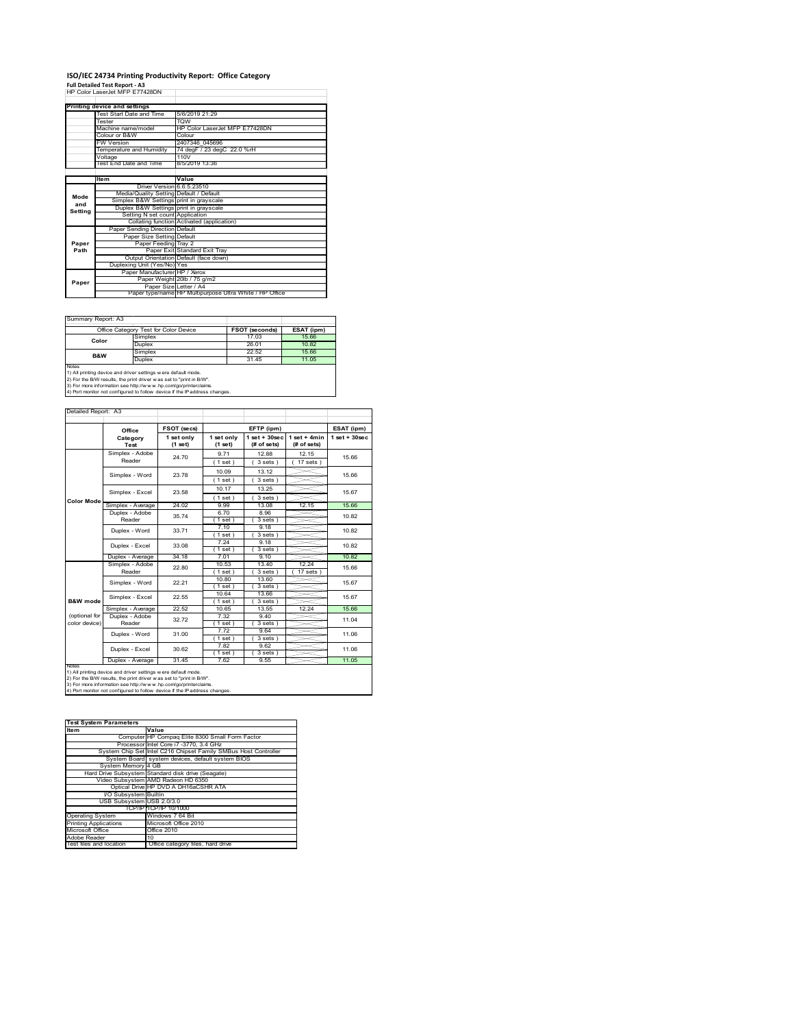# ISO/IEC 24734 Printing Productivity Report: Office Category

**Full Detailed Test Report - A3**

HP Color LaserJet MFP E77428DN

| Printing device and settings | |
|---|---|
| Test Start Date and Time | 5/6/2019 21:29 |
| Tester | TQW |
| Machine name/model | HP Color LaserJet MFP E77428DN |
| Colour or B&W | Colour |
| FW Version | 2407346_045696 |
| Temperature and Humidity | 74 degF / 23 degC 22.0 %rH |
| Voltage | 110V |
| Test End Date and Time | 8/5/2019 13:36 |

| | Item | Value |
|---|---|---|
| Mode and Setting | Driver Version | 6.6.5.23510 |
| | Media/Quality Setting | Default / Default |
| | Simplex B&W Settings | print in grayscale |
| | Duplex B&W Settings | print in grayscale |
| | Setting N set count | Application |
| | Collating function | Activated (application) |
| Paper Path | Paper Sending Direction | Default |
| | Paper Size Setting | Default |
| | Paper Feeding | Tray 2 |
| | Paper Exit | Standard Exit Tray |
| | Output Orientation | Default (face down) |
| | Duplexing Unit (Yes/No) | Yes |
| Paper | Paper Manufacturer | HP / Xerox |
| | Paper Weight | 20lb / 75 g/m2 |
| | Paper Size | Letter / A4 |
| | Paper type/name | HP Multipurpose Ultra White / HP Office |

Summary Report: A3

| Office Category Test for Color Device | | FSOT (seconds) | ESAT (ipm) |
|---|---|---|---|
| Color | Simplex | 17.03 | 15.66 |
| | Duplex | 26.01 | 10.82 |
| B&W | Simplex | 22.52 | 15.66 |
| | Duplex | 31.45 | 11.05 |

Notes
1) All printing device and driver settings were default mode.
2) For the B/W results, the print driver was set to "print in B/W".
3) For more information see http://www.hp.com/go/printerclaims.
4) Port monitor not configured to follow device if the IP address changes.

Detailed Report: A3

| | Office Category Test | FSOT (secs) 1 set only (1 set) | EFTP (ipm) 1 set only (1 set) | EFTP (ipm) 1 set + 30sec (# of sets) | EFTP (ipm) 1 set + 4min (# of sets) | ESAT (ipm) 1 set + 30sec |
|---|---|---|---|---|---|---|
| Color Mode | Simplex - Adobe Reader | 24.70 | 9.71 (1 set) | 12.88 (3 sets) | 12.15 (17 sets) | 15.66 |
| | Simplex - Word | 23.78 | 10.09 (1 set) | 13.12 (3 sets) | | 15.66 |
| | Simplex - Excel | 23.58 | 10.17 (1 set) | 13.25 (3 sets) | | 15.67 |
| | Simplex - Average | 24.02 | 9.99 | 13.08 | 12.15 | 15.66 |
| | Duplex - Adobe Reader | 35.74 | 6.70 (1 set) | 8.96 (3 sets) | | 10.82 |
| | Duplex - Word | 33.71 | 7.10 (1 set) | 9.18 (3 sets) | | 10.82 |
| | Duplex - Excel | 33.08 | 7.24 (1 set) | 9.18 (3 sets) | | 10.82 |
| | Duplex - Average | 34.18 | 7.01 | 9.10 | | 10.82 |
| B&W mode (optional for color device) | Simplex - Adobe Reader | 22.80 | 10.53 (1 set) | 13.40 (3 sets) | 12.24 (17 sets) | 15.66 |
| | Simplex - Word | 22.21 | 10.80 (1 set) | 13.60 (3 sets) | | 15.67 |
| | Simplex - Excel | 22.55 | 10.64 (1 set) | 13.66 (3 sets) | | 15.67 |
| | Simplex - Average | 22.52 | 10.65 | 13.55 | 12.24 | 15.66 |
| | Duplex - Adobe Reader | 32.72 | 7.32 (1 set) | 9.40 (3 sets) | | 11.04 |
| | Duplex - Word | 31.00 | 7.72 (1 set) | 9.64 (3 sets) | | 11.06 |
| | Duplex - Excel | 30.62 | 7.82 (1 set) | 9.62 (3 sets) | | 11.06 |
| | Duplex - Average | 31.45 | 7.62 | 9.55 | | 11.05 |

Notes
1) All printing device and driver settings were default mode.
2) For the B/W results, the print driver was set to "print in B/W".
3) For more information see http://www.hp.com/go/printerclaims.
4) Port monitor not configured to follow device if the IP address changes.

| Test System Parameters | |
|---|---|
| **Item** | **Value** |
| Computer | HP Compaq Elite 8300 Small Form Factor |
| Processor | Intel Core i7 -3770, 3.4 GHz |
| System Chip Set | Intel C216 Chipset Family SMBus Host Controller |
| System Board | system devices, default system BIOS |
| System Memory | 4 GB |
| Hard Drive Subsystem | Standard disk drive (Seagate) |
| Video Subsystem | AMD Radeon HD 6350 |
| Optical Drive | HP DVD A DH16aCSHR ATA |
| I/O Subsystem | Builtin |
| USB Subsystem | USB 2.0/3.0 |
| TCP/IP | TCP/IP 10/1000 |
| Operating System | Windows 7 64 Bit |
| Printing Applications | Microsoft Office 2010 |
| Microsoft Office | Office 2010 |
| Adobe Reader | 10 |
| Test files and location | Office category files, hard drive |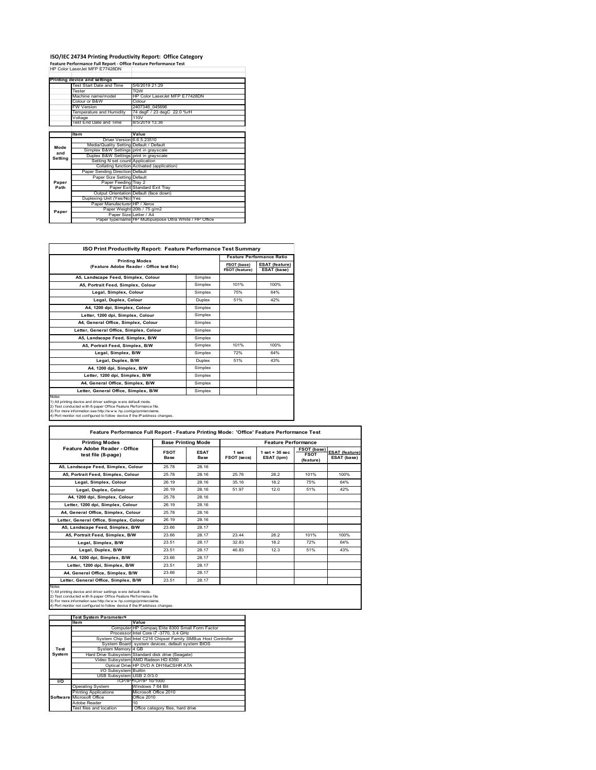# ISO/IEC 24734 Printing Productivity Report: Office Category

**Feature Performance Full Report - Office Feature Performance Test**

HP Color LaserJet MFP E77428DN

| Printing device and settings | |
|---|---|
| Test Start Date and Time | 5/6/2019 21:29 |
| Tester | TQW |
| Machine name/model | HP Color LaserJet MFP E77428DN |
| Colour or B&W | Colour |
| FW Version | 2407346_045696 |
| Temperature and Humidity | 74 degF / 23 degC 22.0 %rH |
| Voltage | 110V |
| Test End Date and Time | 8/5/2019 13:36 |

| | Item | Value |
|---|---|---|
| Mode and Setting | Driver Version | 6.6.5.23510 |
| | Media/Quality Setting | Default / Default |
| | Simplex B&W Settings | print in grayscale |
| | Duplex B&W Settings | print in grayscale |
| | Setting N set count | Application |
| | Collating function | Activated (application) |
| Paper Path | Paper Sending Direction | Default |
| | Paper Size Setting | Default |
| | Paper Feeding | Tray 2 |
| | Paper Exit | Standard Exit Tray |
| | Output Orientation | Default (face down) |
| | Duplexing Unit (Yes/No) | Yes |
| Paper | Paper Manufacturer | HP / Xerox |
| | Paper Weight | 20lb / 75 g/m2 |
| | Paper Size | Letter / A4 |
| | Paper type/name | HP Multipurpose Ultra White / HP Office |

## ISO Print Productivity Report: Feature Performance Test Summary

| Printing Modes (Feature Adobe Reader - Office test file) | | Feature Performance Ratio FSOT (base) / FSOT (feature) | ESAT (feature) / ESAT (base) |
|---|---|---|---|
| A5, Landscape Feed, Simplex, Colour | Simplex | | |
| A5, Portrait Feed, Simplex, Colour | Simplex | 101% | 100% |
| Legal, Simplex, Colour | Simplex | 75% | 64% |
| Legal, Duplex, Colour | Duplex | 51% | 42% |
| A4, 1200 dpi, Simplex, Colour | Simplex | | |
| Letter, 1200 dpi, Simplex, Colour | Simplex | | |
| A4, General Office, Simplex, Colour | Simplex | | |
| Letter, General Office, Simplex, Colour | Simplex | | |
| A5, Landscape Feed, Simplex, B/W | Simplex | | |
| A5, Portrait Feed, Simplex, B/W | Simplex | 101% | 100% |
| Legal, Simplex, B/W | Simplex | 72% | 64% |
| Legal, Duplex, B/W | Duplex | 51% | 43% |
| A4, 1200 dpi, Simplex, B/W | Simplex | | |
| Letter, 1200 dpi, Simplex, B/W | Simplex | | |
| A4, General Office, Simplex, B/W | Simplex | | |
| Letter, General Office, Simplex, B/W | Simplex | | |

Notes
1) All printing device and driver settings were default mode.
2) Test conducted with 8-paper Office Feature Performance file.
3) For more information see http://www.hp.com/go/printerclaims.
4) Port monitor not configured to follow device if the IP address changes.

## Feature Performance Full Report - Feature Printing Mode: 'Office' Feature Performance Test

| Printing Modes Feature Adobe Reader - Office test file (8-page) | Base Printing Mode FSOT Base | ESAT Base | Feature Performance 1 set FSOT (secs) | 1 set + 30 sec ESAT (ipm) | FSOT (base) / FSOT (feature) | ESAT (feature) / ESAT (base) |
|---|---|---|---|---|---|---|
| A5, Landscape Feed, Simplex, Colour | 25.78 | 28.16 | | | | |
| A5, Portrait Feed, Simplex, Colour | 25.78 | 28.16 | 25.76 | 28.2 | 101% | 100% |
| Legal, Simplex, Colour | 26.19 | 28.16 | 35.16 | 18.2 | 75% | 64% |
| Legal, Duplex, Colour | 26.19 | 28.16 | 51.97 | 12.0 | 51% | 42% |
| A4, 1200 dpi, Simplex, Colour | 25.78 | 28.16 | | | | |
| Letter, 1200 dpi, Simplex, Colour | 26.19 | 28.16 | | | | |
| A4, General Office, Simplex, Colour | 25.78 | 28.16 | | | | |
| Letter, General Office, Simplex, Colour | 26.19 | 28.16 | | | | |
| A5, Landscape Feed, Simplex, B/W | 23.66 | 28.17 | | | | |
| A5, Portrait Feed, Simplex, B/W | 23.66 | 28.17 | 23.44 | 28.2 | 101% | 100% |
| Legal, Simplex, B/W | 23.51 | 28.17 | 32.83 | 18.2 | 72% | 64% |
| Legal, Duplex, B/W | 23.51 | 28.17 | 46.83 | 12.3 | 51% | 43% |
| A4, 1200 dpi, Simplex, B/W | 23.66 | 28.17 | | | | |
| Letter, 1200 dpi, Simplex, B/W | 23.51 | 28.17 | | | | |
| A4, General Office, Simplex, B/W | 23.66 | 28.17 | | | | |
| Letter, General Office, Simplex, B/W | 23.51 | 28.17 | | | | |

Notes
1) All printing device and driver settings were default mode.
2) Test conducted with 8-paper Office Feature Performance file
3) For more information see http://www.hp.com/go/printerclaims.
4) Port monitor not configured to follow device if the IP address changes.

| | Test System Parameters Item | Value |
|---|---|---|
| Test System | Computer | HP Compaq Elite 8300 Small Form Factor |
| | Processor | Intel Core i7 -3770, 3.4 GHz |
| | System Chip Set | Intel C216 Chipset Family SMBus Host Controller |
| | System Board | system devices, default system BIOS |
| | System Memory | 4 GB |
| | Hard Drive Subsystem | Standard disk drive (Seagate) |
| | Video Subsystem | AMD Radeon HD 6350 |
| | Optical Drive | HP DVD A DH16aCSHR ATA |
| | I/O Subsystem | Builtin |
| | USB Subsystem | USB 2.0/3.0 |
| I/O | TCP/IP | TCP/IP 10/1000 |
| Software | Operating System | Windows 7 64 Bit |
| | Printing Applications | Microsoft Office 2010 |
| | Microsoft Office | Office 2010 |
| | Adobe Reader | 10 |
| | Test files and location | Office category files, hard drive |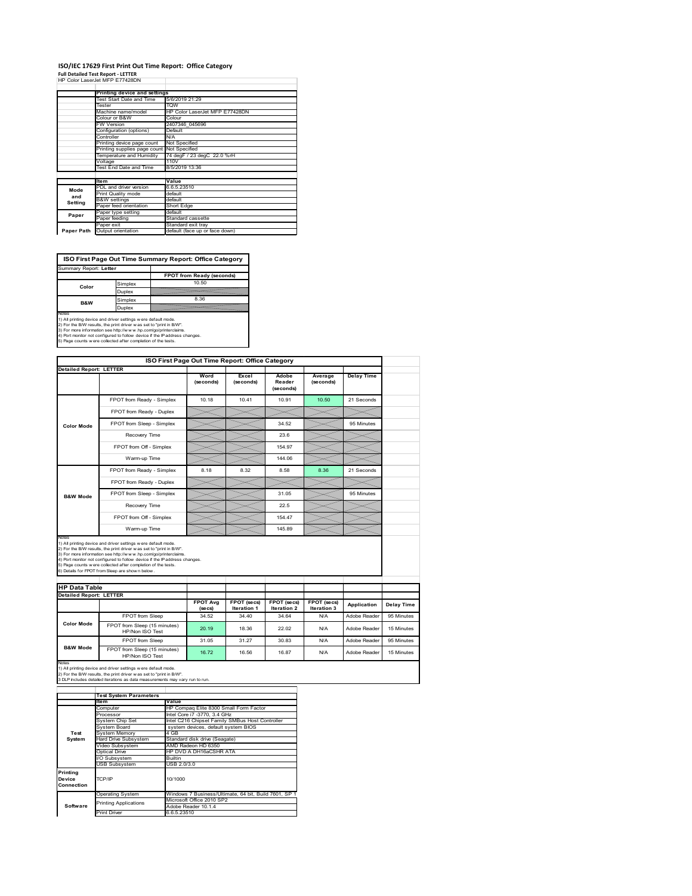# ISO/IEC 17629 First Print Out Time Report: Office Category

**Full Detailed Test Report - LETTER**

HP Color LaserJet MFP E77428DN

| | Printing device and settings | |
|---|---|---|
| | Test Start Date and Time | 5/6/2019 21:29 |
| | Tester | TQW |
| | Machine name/model | HP Color LaserJet MFP E77428DN |
| | Colour or B&W | Colour |
| | FW Version | 2407346_045696 |
| | Configuration (options) | Default |
| | Controller | N/A |
| | Printing device page count | Not Specified |
| | Printing supplies page count | Not Specified |
| | Temperature and Humidity | 74 degF / 23 degC 22.0 %rH |
| | Voltage | 110V |
| | Test End Date and Time | 8/5/2019 13:36 |

| | Item | Value |
|---|---|---|
| Mode and Setting | PDL and driver version | 6.6.5.23510 |
| | Print Quality mode | default |
| | B&W settings | default |
| | Paper feed orientation | Short Edge |
| Paper | Paper type setting | default |
| | Paper feeding | Standard cassette |
| | Paper exit | Standard exit tray |
| Paper Path | Output orientation | default (face up or face down) |

## ISO First Page Out Time Summary Report: Office Category

Summary Report: **Letter**

| | | FPOT from Ready (seconds) |
|---|---|---|
| Color | Simplex | 10.50 |
| | Duplex | |
| B&W | Simplex | 8.36 |
| | Duplex | |

Notes
1) All printing device and driver settings were default mode.
2) For the B/W results, the print driver was set to "print in B/W".
3) For more information see http://www.hp.com/go/printerclaims.
4) Port monitor not configured to follow device if the IP address changes.
5) Page counts were collected after completion of the tests.

## ISO First Page Out Time Report: Office Category

**Detailed Report: LETTER**

| | | Word (seconds) | Excel (seconds) | Adobe Reader (seconds) | Average (seconds) | Delay Time |
|---|---|---|---|---|---|---|
| Color Mode | FPOT from Ready - Simplex | 10.18 | 10.41 | 10.91 | 10.50 | 21 Seconds |
| | FPOT from Ready - Duplex | | | | | |
| | FPOT from Sleep - Simplex | | | 34.52 | | 95 Minutes |
| | Recovery Time | | | 23.6 | | |
| | FPOT from Off - Simplex | | | 154.97 | | |
| | Warm-up Time | | | 144.06 | | |
| B&W Mode | FPOT from Ready - Simplex | 8.18 | 8.32 | 8.58 | 8.36 | 21 Seconds |
| | FPOT from Ready - Duplex | | | | | |
| | FPOT from Sleep - Simplex | | | 31.05 | | 95 Minutes |
| | Recovery Time | | | 22.5 | | |
| | FPOT from Off - Simplex | | | 154.47 | | |
| | Warm-up Time | | | 145.89 | | |

Notes
1) All printing device and driver settings were default mode.
2) For the B/W results, the print driver was set to "print in B/W".
3) For more information see http://www.hp.com/go/printerclaims.
4) Port monitor not configured to follow device if the IP address changes.
5) Page counts were collected after completion of the tests.
6) Details for FPOT from Sleep are shown below.

## HP Data Table

**Detailed Report: LETTER**

| | | FPOT Avg (secs) | FPOT (secs) Iteration 1 | FPOT (secs) Iteration 2 | FPOT (secs) Iteration 3 | Application | Delay Time |
|---|---|---|---|---|---|---|---|
| Color Mode | FPOT from Sleep | 34.52 | 34.40 | 34.64 | N/A | Adobe Reader | 95 Minutes |
| | FPOT from Sleep (15 minutes) HP/Non ISO Test | 20.19 | 18.36 | 22.02 | N/A | Adobe Reader | 15 Minutes |
| B&W Mode | FPOT from Sleep | 31.05 | 31.27 | 30.83 | N/A | Adobe Reader | 95 Minutes |
| | FPOT from Sleep (15 minutes) HP/Non ISO Test | 16.72 | 16.56 | 16.87 | N/A | Adobe Reader | 15 Minutes |

Notes
1) All printing device and driver settings were default mode.
2) For the B/W results, the print driver was set to "print in B/W".
3 DLP includes detailed iterations as data measurements may vary run to run.

| | Test System Parameters | |
|---|---|---|
| | Item | Value |
| Test System | Computer | HP Compaq Elite 8300 Small Form Factor |
| | Processor | Intel Core i7 -3770, 3.4 GHz |
| | System Chip Set | Intel C216 Chipset Family SMBus Host Controller |
| | System Board | system devices, default system BIOS |
| | System Memory | 4 GB |
| | Hard Drive Subsystem | Standard disk drive (Seagate) |
| | Video Subsystem | AMD Radeon HD 6350 |
| | Optical Drive | HP DVD A DH16aCSHR ATA |
| | I/O Subsystem | Builtin |
| | USB Subsystem | USB 2.0/3.0 |
| Printing Device Connection | TCP/IP | 10/1000 |
| Software | Operating System | Windows 7 Business/Ultimate, 64 bit, Build 7601, SP 1 |
| | Printing Applications | Microsoft Office 2010 SP2 |
| | | Adobe Reader 10.1.4 |
| | Print Driver | 6.6.5.23510 |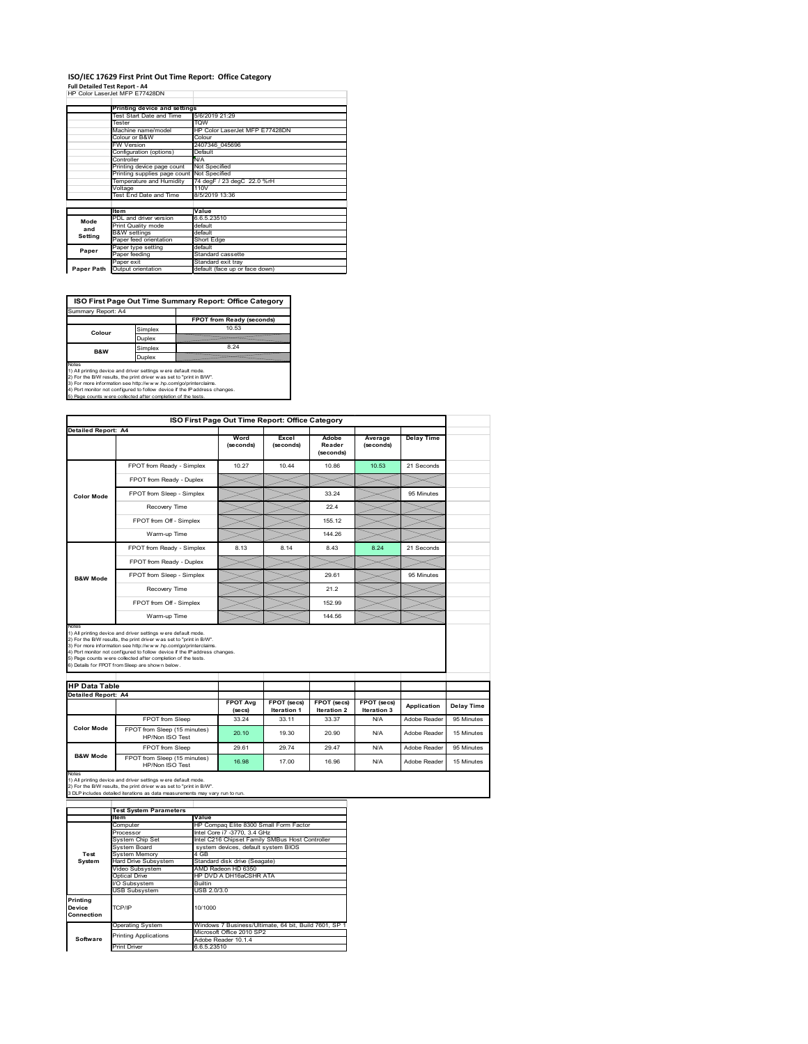# ISO/IEC 17629 First Print Out Time Report: Office Category

**Full Detailed Test Report - A4**

HP Color LaserJet MFP E77428DN

| | Printing device and settings | |
|---|---|---|
| | Test Start Date and Time | 5/6/2019 21:29 |
| | Tester | TQW |
| | Machine name/model | HP Color LaserJet MFP E77428DN |
| | Colour or B&W | Colour |
| | FW Version | 2407346_045696 |
| | Configuration (options) | Default |
| | Controller | N/A |
| | Printing device page count | Not Specified |
| | Printing supplies page count | Not Specified |
| | Temperature and Humidity | 74 degF / 23 degC 22.0 %rH |
| | Voltage | 110V |
| | Test End Date and Time | 8/5/2019 13:36 |

| | Item | Value |
|---|---|---|
| Mode and Setting | PDL and driver version | 6.6.5.23510 |
| | Print Quality mode | default |
| | B&W settings | default |
| | Paper feed orientation | Short Edge |
| Paper | Paper type setting | default |
| | Paper feeding | Standard cassette |
| | Paper exit | Standard exit tray |
| Paper Path | Output orientation | default (face up or face down) |

## ISO First Page Out Time Summary Report: Office Category

Summary Report: A4

| | | FPOT from Ready (seconds) |
|---|---|---|
| Colour | Simplex | 10.53 |
| | Duplex | |
| B&W | Simplex | 8.24 |
| | Duplex | |

Notes
1) All printing device and driver settings were default mode.
2) For the B/W results, the print driver was set to "print in B/W".
3) For more information see http://www.hp.com/go/printerclaims.
4) Port monitor not configured to follow device if the IP address changes.
5) Page counts were collected after completion of the tests.

## ISO First Page Out Time Report: Office Category

Detailed Report: A4

| | | Word (seconds) | Excel (seconds) | Adobe Reader (seconds) | Average (seconds) | Delay Time |
|---|---|---|---|---|---|---|
| Color Mode | FPOT from Ready - Simplex | 10.27 | 10.44 | 10.86 | 10.53 | 21 Seconds |
| | FPOT from Ready - Duplex | | | | | |
| | FPOT from Sleep - Simplex | | | 33.24 | | 95 Minutes |
| | Recovery Time | | | 22.4 | | |
| | FPOT from Off - Simplex | | | 155.12 | | |
| | Warm-up Time | | | 144.26 | | |
| B&W Mode | FPOT from Ready - Simplex | 8.13 | 8.14 | 8.43 | 8.24 | 21 Seconds |
| | FPOT from Ready - Duplex | | | | | |
| | FPOT from Sleep - Simplex | | | 29.61 | | 95 Minutes |
| | Recovery Time | | | 21.2 | | |
| | FPOT from Off - Simplex | | | 152.99 | | |
| | Warm-up Time | | | 144.56 | | |

Notes
1) All printing device and driver settings were default mode.
2) For the B/W results, the print driver was set to "print in B/W".
3) For more information see http://www.hp.com/go/printerclaims.
4) Port monitor not configured to follow device if the IP address changes.
5) Page counts were collected after completion of the tests.
6) Details for FPOT from Sleep are shown below.

## HP Data Table

Detailed Report: A4

| | | FPOT Avg (secs) | FPOT (secs) Iteration 1 | FPOT (secs) Iteration 2 | FPOT (secs) Iteration 3 | Application | Delay Time |
|---|---|---|---|---|---|---|---|
| Color Mode | FPOT from Sleep | 33.24 | 33.11 | 33.37 | N/A | Adobe Reader | 95 Minutes |
| | FPOT from Sleep (15 minutes) HP/Non ISO Test | 20.10 | 19.30 | 20.90 | N/A | Adobe Reader | 15 Minutes |
| B&W Mode | FPOT from Sleep | 29.61 | 29.74 | 29.47 | N/A | Adobe Reader | 95 Minutes |
| | FPOT from Sleep (15 minutes) HP/Non ISO Test | 16.98 | 17.00 | 16.96 | N/A | Adobe Reader | 15 Minutes |

Notes
1) All printing device and driver settings were default mode.
2) For the B/W results, the print driver was set to "print in B/W".
3 DLP includes detailed iterations as data measurements may vary run to run.

| | Test System Parameters | |
|---|---|---|
| | Item | Value |
| Test System | Computer | HP Compaq Elite 8300 Small Form Factor |
| | Processor | Intel Core i7 -3770, 3.4 GHz |
| | System Chip Set | Intel C216 Chipset Family SMBus Host Controller |
| | System Board | system devices, default system BIOS |
| | System Memory | 4 GB |
| | Hard Drive Subsystem | Standard disk drive (Seagate) |
| | Video Subsystem | AMD Radeon HD 6350 |
| | Optical Drive | HP DVD A DH16aCSHR ATA |
| | I/O Subsystem | Builtin |
| | USB Subsystem | USB 2.0/3.0 |
| Printing Device Connection | TCP/IP | 10/1000 |
| Software | Operating System | Windows 7 Business/Ultimate, 64 bit, Build 7601, SP 1 |
| | Printing Applications | Microsoft Office 2010 SP2 |
| | | Adobe Reader 10.1.4 |
| | Print Driver | 6.6.5.23510 |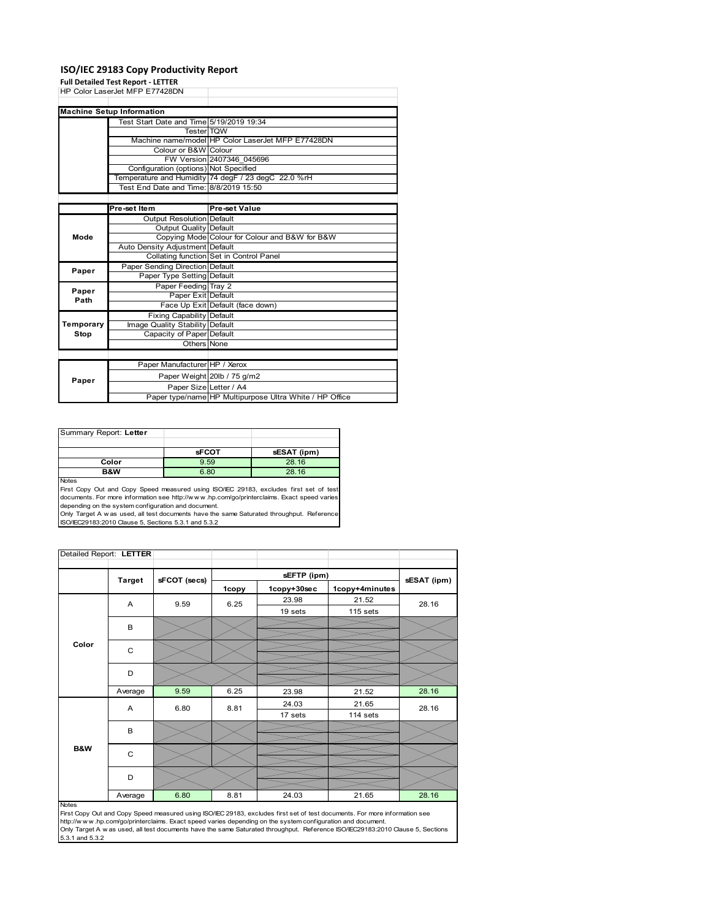# ISO/IEC 29183 Copy Productivity Report

**Full Detailed Test Report - LETTER**

HP Color LaserJet MFP E77428DN

| Machine Setup Information | | |
|---|---|---|
| | Test Start Date and Time | 5/19/2019 19:34 |
| | Tester | TQW |
| | Machine name/model | HP Color LaserJet MFP E77428DN |
| | Colour or B&W | Colour |
| | FW Version | 2407346_045696 |
| | Configuration (options) | Not Specified |
| | Temperature and Humidity | 74 degF / 23 degC 22.0 %rH |
| | Test End Date and Time: | 8/8/2019 15:50 |

| | Pre-set Item | Pre-set Value |
|---|---|---|
| Mode | Output Resolution | Default |
| | Output Quality | Default |
| | Copying Mode | Colour for Colour and B&W for B&W |
| | Auto Density Adjustment | Default |
| | Collating function | Set in Control Panel |
| Paper | Paper Sending Direction | Default |
| | Paper Type Setting | Default |
| Paper Path | Paper Feeding | Tray 2 |
| | Paper Exit | Default |
| | Face Up Exit | Default (face down) |
| Temporary Stop | Fixing Capability | Default |
| | Image Quality Stability | Default |
| | Capacity of Paper | Default |
| | Others | None |

| | | |
|---|---|---|
| Paper | Paper Manufacturer | HP / Xerox |
| | Paper Weight | 20lb / 75 g/m2 |
| | Paper Size | Letter / A4 |
| | Paper type/name | HP Multipurpose Ultra White / HP Office |

Summary Report: **Letter**

| | sFCOT | sESAT (ipm) |
|---|---|---|
| Color | 9.59 | 28.16 |
| B&W | 6.80 | 28.16 |

Notes

First Copy Out and Copy Speed measured using ISO/IEC 29183, excludes first set of test documents. For more information see http://www.hp.com/go/printerclaims. Exact speed varies depending on the system configuration and document.

Only Target A was used, all test documents have the same Saturated throughput. Reference ISO/IEC29183:2010 Clause 5, Sections 5.3.1 and 5.3.2

Detailed Report: **LETTER**

| | Target | sFCOT (secs) | sEFTP (ipm) 1copy | sEFTP (ipm) 1copy+30sec | sEFTP (ipm) 1copy+4minutes | sESAT (ipm) |
|---|---|---|---|---|---|---|
| Color | A | 9.59 | 6.25 | 23.98<br>19 sets | 21.52<br>115 sets | 28.16 |
| | B | | | | | |
| | C | | | | | |
| | D | | | | | |
| | Average | 9.59 | 6.25 | 23.98 | 21.52 | 28.16 |
| B&W | A | 6.80 | 8.81 | 24.03<br>17 sets | 21.65<br>114 sets | 28.16 |
| | B | | | | | |
| | C | | | | | |
| | D | | | | | |
| | Average | 6.80 | 8.81 | 24.03 | 21.65 | 28.16 |

Notes

First Copy Out and Copy Speed measured using ISO/IEC 29183, excludes first set of test documents. For more information see http://www.hp.com/go/printerclaims. Exact speed varies depending on the system configuration and document.

Only Target A was used, all test documents have the same Saturated throughput. Reference ISO/IEC29183:2010 Clause 5, Sections 5.3.1 and 5.3.2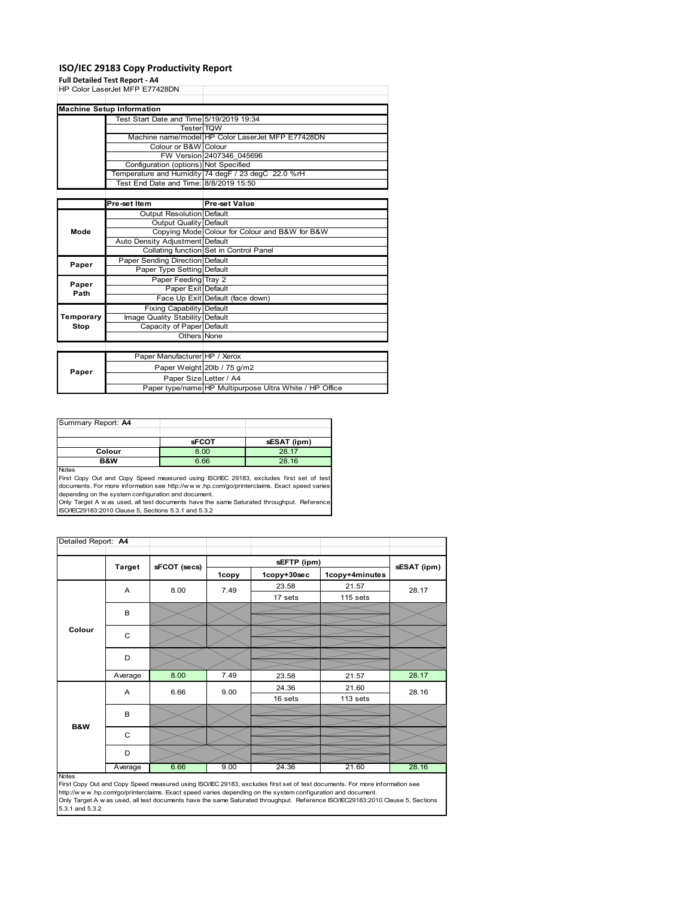# ISO/IEC 29183 Copy Productivity Report

**Full Detailed Test Report - A4**

HP Color LaserJet MFP E77428DN

| Machine Setup Information | | |
|---|---|---|
| | Test Start Date and Time | 5/19/2019 19:34 |
| | Tester | TQW |
| | Machine name/model | HP Color LaserJet MFP E77428DN |
| | Colour or B&W | Colour |
| | FW Version | 2407346_045696 |
| | Configuration (options) | Not Specified |
| | Temperature and Humidity | 74 degF / 23 degC 22.0 %rH |
| | Test End Date and Time: | 8/8/2019 15:50 |

| | Pre-set Item | Pre-set Value |
|---|---|---|
| Mode | Output Resolution | Default |
| | Output Quality | Default |
| | Copying Mode | Colour for Colour and B&W for B&W |
| | Auto Density Adjustment | Default |
| | Collating function | Set in Control Panel |
| Paper | Paper Sending Direction | Default |
| | Paper Type Setting | Default |
| Paper Path | Paper Feeding | Tray 2 |
| | Paper Exit | Default |
| | Face Up Exit | Default (face down) |
| Temporary Stop | Fixing Capability | Default |
| | Image Quality Stability | Default |
| | Capacity of Paper | Default |
| | Others | None |

| | | |
|---|---|---|
| Paper | Paper Manufacturer | HP / Xerox |
| | Paper Weight | 20lb / 75 g/m2 |
| | Paper Size | Letter / A4 |
| | Paper type/name | HP Multipurpose Ultra White / HP Office |

Summary Report: **A4**

| | sFCOT | sESAT (ipm) |
|---|---|---|
| Colour | 8.00 | 28.17 |
| B&W | 6.66 | 28.16 |

Notes

First Copy Out and Copy Speed measured using ISO/IEC 29183, excludes first set of test documents. For more information see http://www.hp.com/go/printerclaims. Exact speed varies depending on the system configuration and document.

Only Target A was used, all test documents have the same Saturated throughput. Reference ISO/IEC29183:2010 Clause 5, Sections 5.3.1 and 5.3.2

Detailed Report: **A4**

| | Target | sFCOT (secs) | sEFTP (ipm) | | | sESAT (ipm) |
|---|---|---|---|---|---|---|
| | | | 1copy | 1copy+30sec | 1copy+4minutes | |
| Colour | A | 8.00 | 7.49 | 23.58<br>17 sets | 21.57<br>115 sets | 28.17 |
| | B | | | | | |
| | C | | | | | |
| | D | | | | | |
| | Average | 8.00 | 7.49 | 23.58 | 21.57 | 28.17 |
| B&W | A | 6.66 | 9.00 | 24.36<br>16 sets | 21.60<br>113 sets | 28.16 |
| | B | | | | | |
| | C | | | | | |
| | D | | | | | |
| | Average | 6.66 | 9.00 | 24.36 | 21.60 | 28.16 |

Notes

First Copy Out and Copy Speed measured using ISO/IEC 29183, excludes first set of test documents. For more information see http://www.hp.com/go/printerclaims. Exact speed varies depending on the system configuration and document.

Only Target A was used, all test documents have the same Saturated throughput. Reference ISO/IEC29183:2010 Clause 5, Sections 5.3.1 and 5.3.2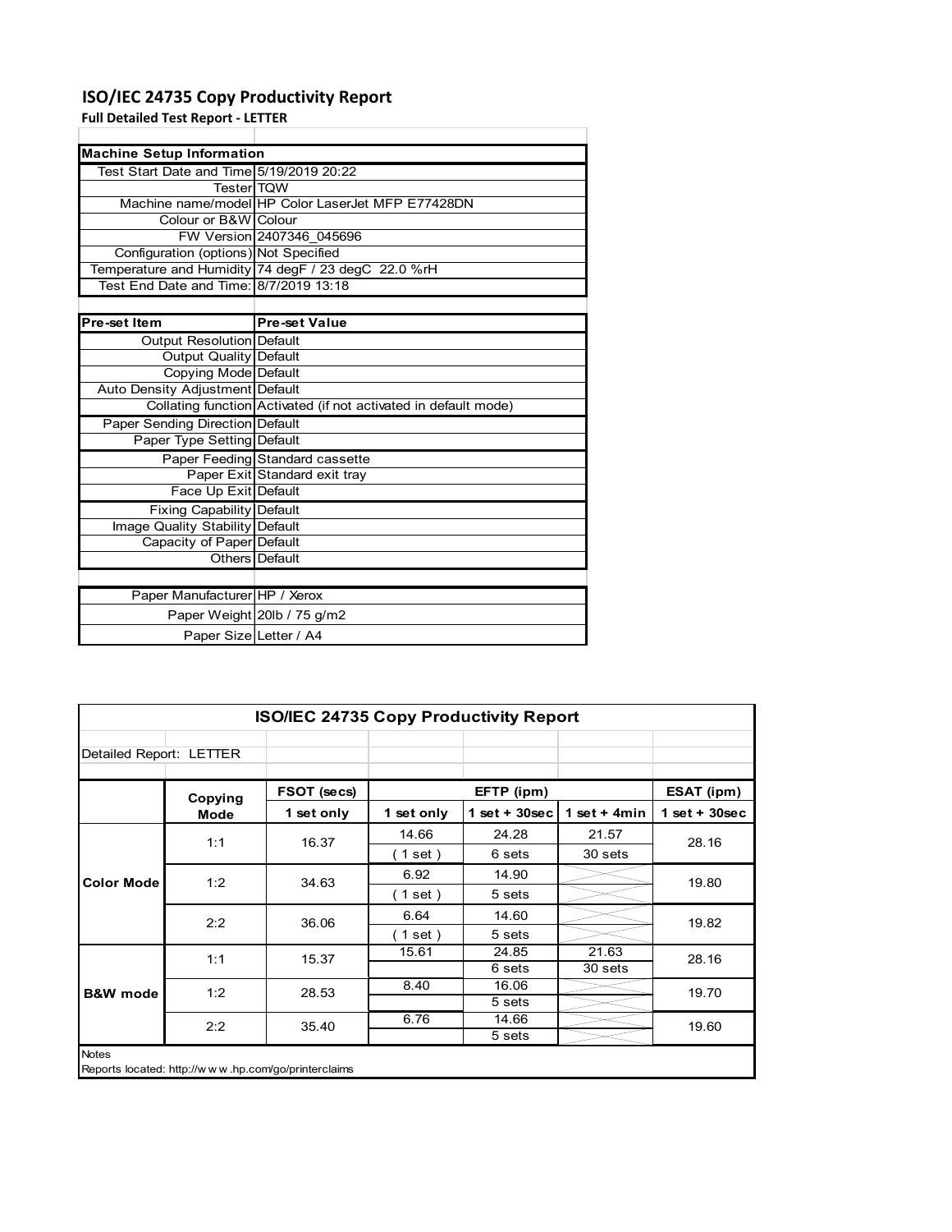# ISO/IEC 24735 Copy Productivity Report

**Full Detailed Test Report - LETTER**

| Machine Setup Information | |
|---|---|
| Test Start Date and Time | 5/19/2019 20:22 |
| Tester | TQW |
| Machine name/model | HP Color LaserJet MFP E77428DN |
| Colour or B&W | Colour |
| FW Version | 2407346_045696 |
| Configuration (options) | Not Specified |
| Temperature and Humidity | 74 degF / 23 degC 22.0 %rH |
| Test End Date and Time: | 8/7/2019 13:18 |

| Pre-set Item | Pre-set Value |
|---|---|
| Output Resolution | Default |
| Output Quality | Default |
| Copying Mode | Default |
| Auto Density Adjustment | Default |
| Collating function | Activated (if not activated in default mode) |
| Paper Sending Direction | Default |
| Paper Type Setting | Default |
| Paper Feeding | Standard cassette |
| Paper Exit | Standard exit tray |
| Face Up Exit | Default |
| Fixing Capability | Default |
| Image Quality Stability | Default |
| Capacity of Paper | Default |
| Others | Default |

| | |
|---|---|
| Paper Manufacturer | HP / Xerox |
| Paper Weight | 20lb / 75 g/m2 |
| Paper Size | Letter / A4 |

**ISO/IEC 24735 Copy Productivity Report**

Detailed Report: LETTER

| | Copying Mode | FSOT (secs) | EFTP (ipm) | | | ESAT (ipm) |
|---|---|---|---|---|---|---|
| | | 1 set only | 1 set only | 1 set + 30sec | 1 set + 4min | 1 set + 30sec |
| Color Mode | 1:1 | 16.37 | 14.66 | 24.28 | 21.57 | 28.16 |
| | | | ( 1 set ) | 6 sets | 30 sets | |
| | 1:2 | 34.63 | 6.92 | 14.90 | | 19.80 |
| | | | ( 1 set ) | 5 sets | | |
| | 2:2 | 36.06 | 6.64 | 14.60 | | 19.82 |
| | | | ( 1 set ) | 5 sets | | |
| B&W mode | 1:1 | 15.37 | 15.61 | 24.85 | 21.63 | 28.16 |
| | | | | 6 sets | 30 sets | |
| | 1:2 | 28.53 | 8.40 | 16.06 | | 19.70 |
| | | | | 5 sets | | |
| | 2:2 | 35.40 | 6.76 | 14.66 | | 19.60 |
| | | | | 5 sets | | |

Notes

Reports located: http://w w w .hp.com/go/printerclaims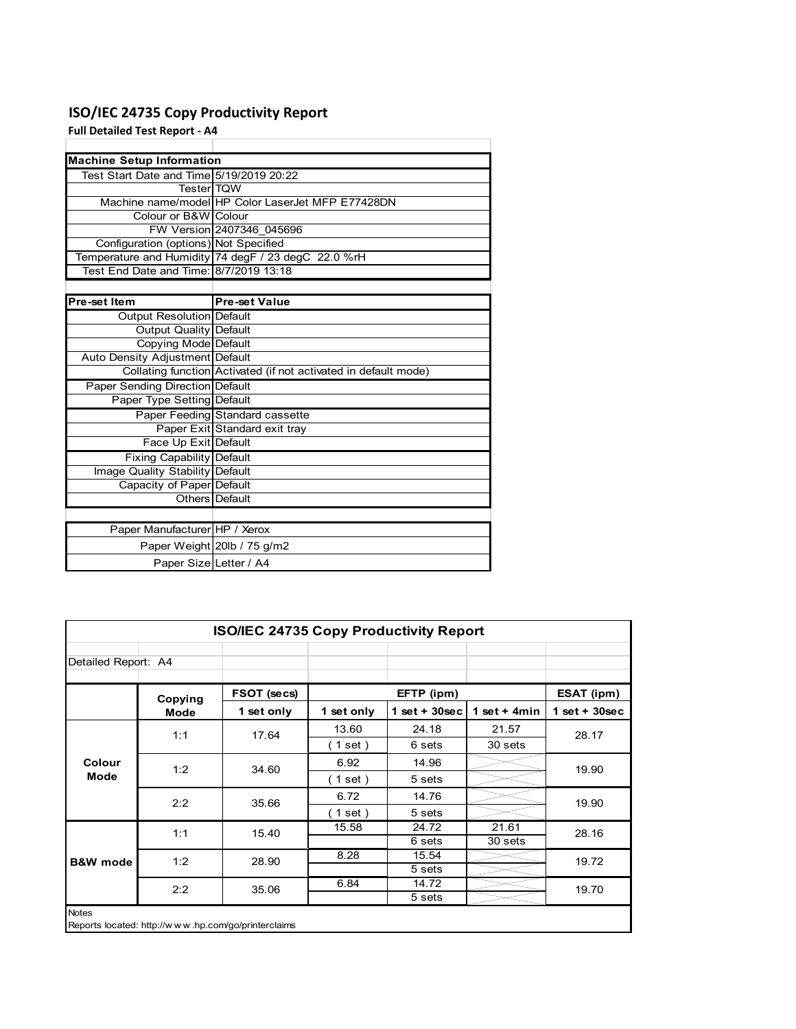# ISO/IEC 24735 Copy Productivity Report

**Full Detailed Test Report - A4**

| Machine Setup Information | |
|---|---|
| Test Start Date and Time | 5/19/2019 20:22 |
| Tester | TQW |
| Machine name/model | HP Color LaserJet MFP E77428DN |
| Colour or B&W | Colour |
| FW Version | 2407346_045696 |
| Configuration (options) | Not Specified |
| Temperature and Humidity | 74 degF / 23 degC 22.0 %rH |
| Test End Date and Time: | 8/7/2019 13:18 |

| Pre-set Item | Pre-set Value |
|---|---|
| Output Resolution | Default |
| Output Quality | Default |
| Copying Mode | Default |
| Auto Density Adjustment | Default |
| Collating function | Activated (if not activated in default mode) |
| Paper Sending Direction | Default |
| Paper Type Setting | Default |
| Paper Feeding | Standard cassette |
| Paper Exit | Standard exit tray |
| Face Up Exit | Default |
| Fixing Capability | Default |
| Image Quality Stability | Default |
| Capacity of Paper | Default |
| Others | Default |

| | |
|---|---|
| Paper Manufacturer | HP / Xerox |
| Paper Weight | 20lb / 75 g/m2 |
| Paper Size | Letter / A4 |

## ISO/IEC 24735 Copy Productivity Report

Detailed Report: A4

| | Copying Mode | FSOT (secs) | EFTP (ipm) | | | ESAT (ipm) |
|---|---|---|---|---|---|---|
| | | 1 set only | 1 set only | 1 set + 30sec | 1 set + 4min | 1 set + 30sec |
| Colour Mode | 1:1 | 17.64 | 13.60 | 24.18 | 21.57 | 28.17 |
| | | | ( 1 set ) | 6 sets | 30 sets | |
| | 1:2 | 34.60 | 6.92 | 14.96 | | 19.90 |
| | | | ( 1 set ) | 5 sets | | |
| | 2:2 | 35.66 | 6.72 | 14.76 | | 19.90 |
| | | | ( 1 set ) | 5 sets | | |
| B&W mode | 1:1 | 15.40 | 15.58 | 24.72 | 21.61 | 28.16 |
| | | | | 6 sets | 30 sets | |
| | 1:2 | 28.90 | 8.28 | 15.54 | | 19.72 |
| | | | | 5 sets | | |
| | 2:2 | 35.06 | 6.84 | 14.72 | | 19.70 |
| | | | | 5 sets | | |

Notes

Reports located: http://w w w .hp.com/go/printerclaims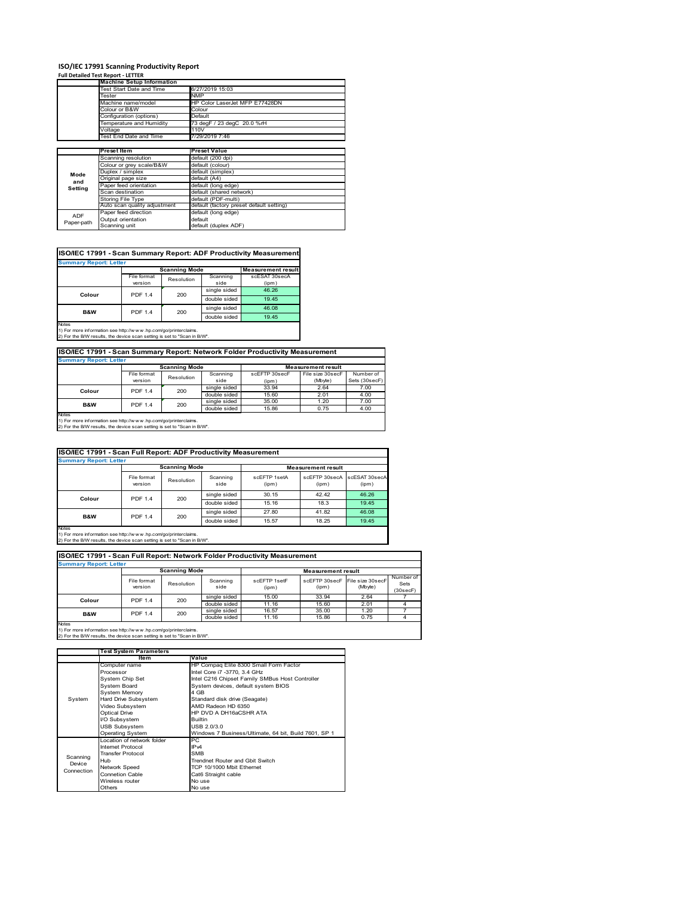# ISO/IEC 17991 Scanning Productivity Report

**Full Detailed Test Report - LETTER**

| | Machine Setup Information | |
|---|---|---|
| | Test Start Date and Time | 6/27/2019 15:03 |
| | Tester | NMP |
| | Machine name/model | HP Color LaserJet MFP E77428DN |
| | Colour or B&W | Colour |
| | Configuration (options) | Default |
| | Temperature and Humidity | 73 degF / 23 degC 20.0 %rH |
| | Voltage | 110V |
| | Test End Date and Time | 7/29/2019 7:46 |

| | Preset Item | Preset Value |
|---|---|---|
| Mode and Setting | Scanning resolution | default (200 dpi) |
| | Colour or grey scale/B&W | default (colour) |
| | Duplex / simplex | default (simplex) |
| | Original page size | default (A4) |
| | Paper feed orientation | default (long edge) |
| | Scan destination | default (shared network) |
| | Storing File Type | default (PDF-multi) |
| | Auto scan quality adjustment | default (factory preset default setting) |
| ADF Paper-path | Paper feed direction | default (long edge) |
| | Output orientation | default |
| | Scanning unit | default (duplex ADF) |

## ISO/IEC 17991 - Scan Summary Report: ADF Productivity Measurement

**Summary Report: Letter**

| | Scanning Mode | | | Measurement result |
|---|---|---|---|---|
| | File format version | Resolution | Scanning side | scESAT 30secA (ipm) |
| Colour | PDF 1.4 | 200 | single sided | 46.26 |
| | | | double sided | 19.45 |
| B&W | PDF 1.4 | 200 | single sided | 46.08 |
| | | | double sided | 19.45 |

Notes
1) For more information see http://www.hp.com/go/printerclaims.
2) For the B/W results, the device scan setting is set to "Scan in B/W".

## ISO/IEC 17991 - Scan Summary Report: Network Folder Productivity Measurement

**Summary Report: Letter**

| | Scanning Mode | | | Measurement result | | |
|---|---|---|---|---|---|---|
| | File format version | Resolution | Scanning side | scEFTP 30secF (ipm) | File size 30secF (Mbyte) | Number of Sets (30secF) |
| Colour | PDF 1.4 | 200 | single sided | 33.94 | 2.64 | 7.00 |
| | | | double sided | 15.60 | 2.01 | 4.00 |
| B&W | PDF 1.4 | 200 | single sided | 35.00 | 1.20 | 7.00 |
| | | | double sided | 15.86 | 0.75 | 4.00 |

Notes
1) For more information see http://www.hp.com/go/printerclaims.
2) For the B/W results, the device scan setting is set to "Scan in B/W".

## ISO/IEC 17991 - Scan Full Report: ADF Productivity Measurement

**Summary Report: Letter**

| | Scanning Mode | | | Measurement result | | |
|---|---|---|---|---|---|---|
| | File format version | Resolution | Scanning side | scEFTP 1setA (ipm) | scEFTP 30secA (ipm) | scESAT 30secA (ipm) |
| Colour | PDF 1.4 | 200 | single sided | 30.15 | 42.42 | 46.26 |
| | | | double sided | 15.16 | 18.3 | 19.45 |
| B&W | PDF 1.4 | 200 | single sided | 27.80 | 41.82 | 46.08 |
| | | | double sided | 15.57 | 18.25 | 19.45 |

Notes
1) For more information see http://www.hp.com/go/printerclaims.
2) For the B/W results, the device scan setting is set to "Scan in B/W".

## ISO/IEC 17991 - Scan Full Report: Network Folder Productivity Measurement

**Summary Report: Letter**

| | Scanning Mode | | | Measurement result | | | |
|---|---|---|---|---|---|---|---|
| | File format version | Resolution | Scanning side | scEFTP 1setF (ipm) | scEFTP 30secF (ipm) | File size 30secF (Mbyte) | Number of Sets (30secF) |
| Colour | PDF 1.4 | 200 | single sided | 15.00 | 33.94 | 2.64 | 7 |
| | | | double sided | 11.16 | 15.60 | 2.01 | 4 |
| B&W | PDF 1.4 | 200 | single sided | 16.57 | 35.00 | 1.20 | 7 |
| | | | double sided | 11.16 | 15.86 | 0.75 | 4 |

Notes
1) For more information see http://www.hp.com/go/printerclaims.
2) For the B/W results, the device scan setting is set to "Scan in B/W".

| | Test System Parameters | |
|---|---|---|
| | Item | Value |
| System | Computer name | HP Compaq Elite 8300 Small Form Factor |
| | Processor | Intel Core i7 -3770, 3.4 GHz |
| | System Chip Set | Intel C216 Chipset Family SMBus Host Controller |
| | System Board | System devices, default system BIOS |
| | System Memory | 4 GB |
| | Hard Drive Subsystem | Standard disk drive (Seagate) |
| | Video Subsystem | AMD Radeon HD 6350 |
| | Optical Drive | HP DVD A DH16aCSHR ATA |
| | I/O Subsystem | Builtin |
| | USB Subsystem | USB 2.0/3.0 |
| | Operating System | Windows 7 Business/Ultimate, 64 bit, Build 7601, SP 1 |
| Scanning Device Connection | Location of network folder | PC |
| | Internet Protocol | IPv4 |
| | Transfer Protocol | SMB |
| | Hub | Trendnet Router and Gbit Switch |
| | Network Speed | TCP 10/1000 Mbit Ethernet |
| | Connetion Cable | Cat6 Straight cable |
| | Wireless router | No use |
| | Others | No use |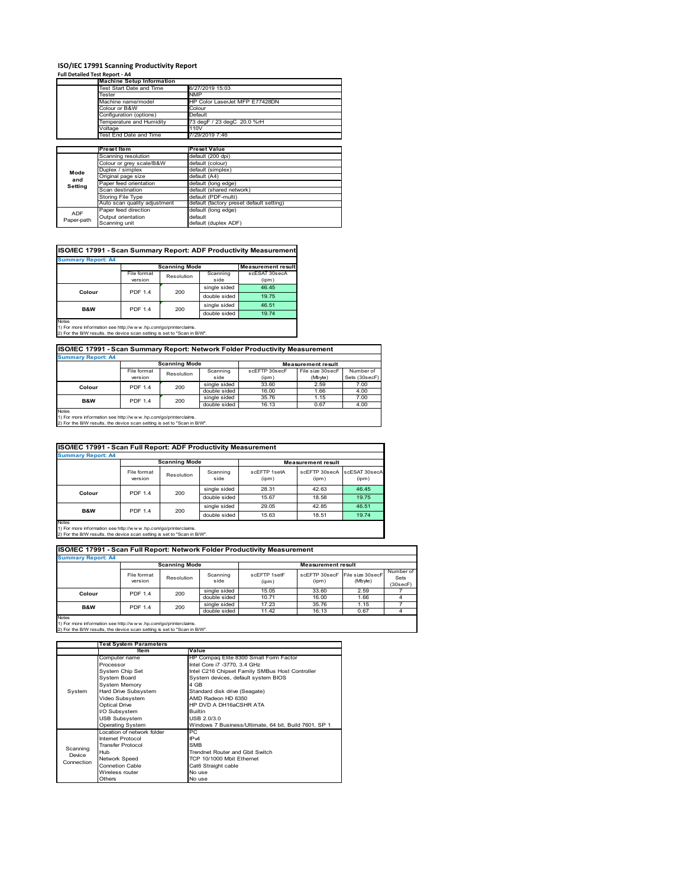# ISO/IEC 17991 Scanning Productivity Report

**Full Detailed Test Report - A4**

| | Machine Setup Information | |
|---|---|---|
| | Test Start Date and Time | 6/27/2019 15:03 |
| | Tester | NMP |
| | Machine name/model | HP Color LaserJet MFP E77428DN |
| | Colour or B&W | Colour |
| | Configuration (options) | Default |
| | Temperature and Humidity | 73 degF / 23 degC 20.0 %rH |
| | Voltage | 110V |
| | Test End Date and Time | 7/29/2019 7:46 |

| | Preset Item | Preset Value |
|---|---|---|
| Mode and Setting | Scanning resolution | default (200 dpi) |
| | Colour or grey scale/B&W | default (colour) |
| | Duplex / simplex | default (simplex) |
| | Original page size | default (A4) |
| | Paper feed orientation | default (long edge) |
| | Scan destination | default (shared network) |
| | Storing File Type | default (PDF-multi) |
| | Auto scan quality adjustment | default (factory preset default setting) |
| ADF Paper-path | Paper feed direction | default (long edge) |
| | Output orientation | default |
| | Scanning unit | default (duplex ADF) |

## ISO/IEC 17991 - Scan Summary Report: ADF Productivity Measurement

**Summary Report: A4**

| | Scanning Mode | | | Measurement result |
|---|---|---|---|---|
| | File format version | Resolution | Scanning side | scESAT 30secA (ipm) |
| Colour | PDF 1.4 | 200 | single sided | 46.45 |
| | | | double sided | 19.75 |
| B&W | PDF 1.4 | 200 | single sided | 46.51 |
| | | | double sided | 19.74 |

Notes
1) For more information see http://www.hp.com/go/printerclaims.
2) For the B/W results, the device scan setting is set to "Scan in B/W".

## ISO/IEC 17991 - Scan Summary Report: Network Folder Productivity Measurement

**Summary Report: A4**

| | Scanning Mode | | | Measurement result | | |
|---|---|---|---|---|---|---|
| | File format version | Resolution | Scanning side | scEFTP 30secF (ipm) | File size 30secF (Mbyte) | Number of Sets (30secF) |
| Colour | PDF 1.4 | 200 | single sided | 33.60 | 2.59 | 7.00 |
| | | | double sided | 16.00 | 1.66 | 4.00 |
| B&W | PDF 1.4 | 200 | single sided | 35.76 | 1.15 | 7.00 |
| | | | double sided | 16.13 | 0.67 | 4.00 |

Notes
1) For more information see http://www.hp.com/go/printerclaims.
2) For the B/W results, the device scan setting is set to "Scan in B/W".

## ISO/IEC 17991 - Scan Full Report: ADF Productivity Measurement

**Summary Report: A4**

| | Scanning Mode | | | Measurement result | | |
|---|---|---|---|---|---|---|
| | File format version | Resolution | Scanning side | scEFTP 1setA (ipm) | scEFTP 30secA (ipm) | scESAT 30secA (ipm) |
| Colour | PDF 1.4 | 200 | single sided | 28.31 | 42.63 | 46.45 |
| | | | double sided | 15.67 | 18.58 | 19.75 |
| B&W | PDF 1.4 | 200 | single sided | 29.05 | 42.85 | 46.51 |
| | | | double sided | 15.63 | 18.51 | 19.74 |

Notes
1) For more information see http://www.hp.com/go/printerclaims.
2) For the B/W results, the device scan setting is set to "Scan in B/W".

## ISO/IEC 17991 - Scan Full Report: Network Folder Productivity Measurement

**Summary Report: A4**

| | Scanning Mode | | | Measurement result | | | |
|---|---|---|---|---|---|---|---|
| | File format version | Resolution | Scanning side | scEFTP 1setF (ipm) | scEFTP 30secF (ipm) | File size 30secF (Mbyte) | Number of Sets (30secF) |
| Colour | PDF 1.4 | 200 | single sided | 15.05 | 33.60 | 2.59 | 7 |
| | | | double sided | 10.71 | 16.00 | 1.66 | 4 |
| B&W | PDF 1.4 | 200 | single sided | 17.23 | 35.76 | 1.15 | 7 |
| | | | double sided | 11.42 | 16.13 | 0.67 | 4 |

Notes
1) For more information see http://www.hp.com/go/printerclaims.
2) For the B/W results, the device scan setting is set to "Scan in B/W".

| | Test System Parameters | |
|---|---|---|
| | Item | Value |
| System | Computer name | HP Compaq Elite 8300 Small Form Factor |
| | Processor | Intel Core i7 -3770, 3.4 GHz |
| | System Chip Set | Intel C216 Chipset Family SMBus Host Controller |
| | System Board | System devices, default system BIOS |
| | System Memory | 4 GB |
| | Hard Drive Subsystem | Standard disk drive (Seagate) |
| | Video Subsystem | AMD Radeon HD 6350 |
| | Optical Drive | HP DVD A DH16aCSHR ATA |
| | I/O Subsystem | Builtin |
| | USB Subsystem | USB 2.0/3.0 |
| | Operating System | Windows 7 Business/Ultimate, 64 bit, Build 7601, SP 1 |
| Scanning Device Connection | Location of network folder | PC |
| | Internet Protocol | IPv4 |
| | Transfer Protocol | SMB |
| | Hub | Trendnet Router and Gbit Switch |
| | Network Speed | TCP 10/1000 Mbit Ethernet |
| | Connetion Cable | Cat6 Straight cable |
| | Wireless router | No use |
| | Others | No use |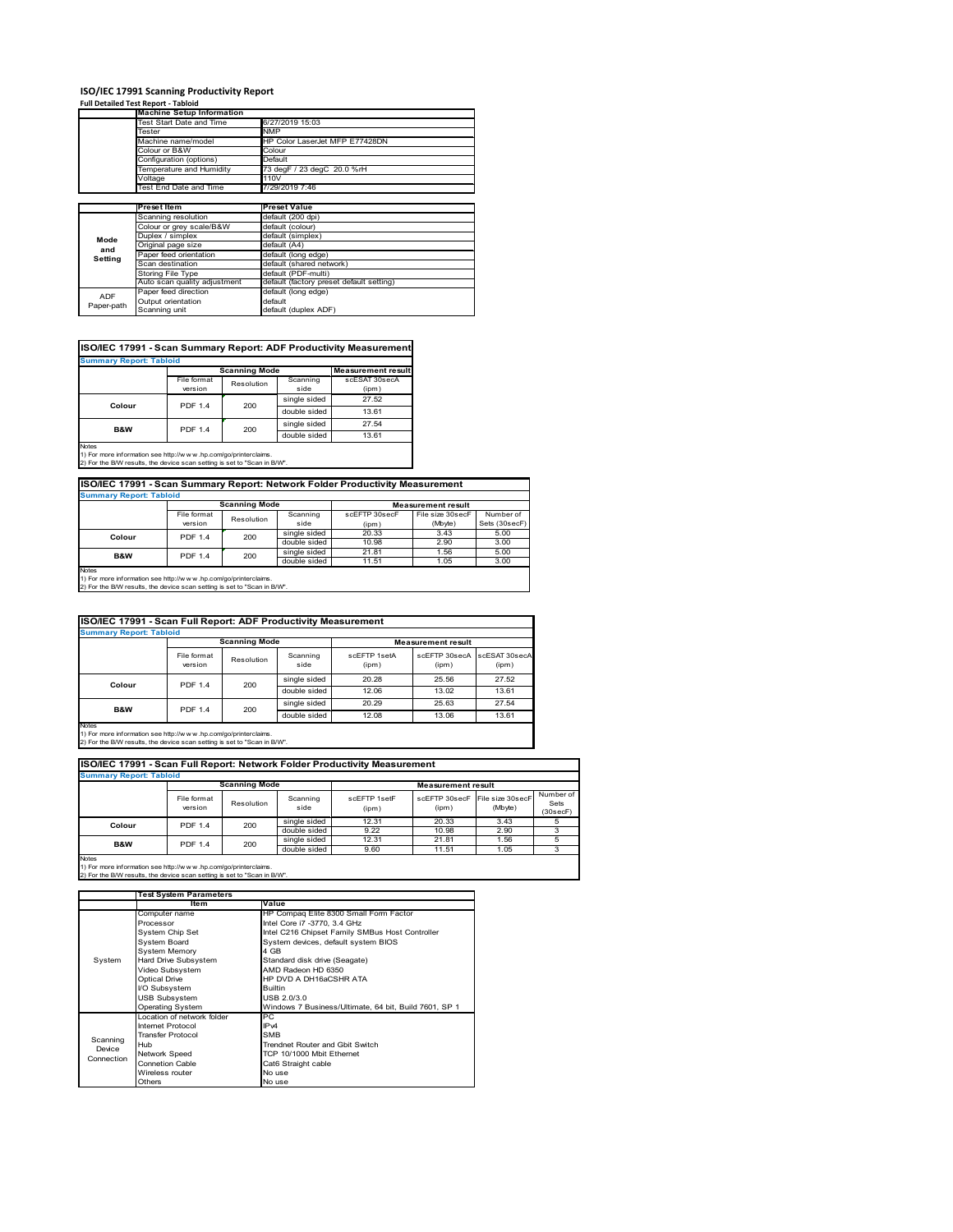# ISO/IEC 17991 Scanning Productivity Report

**Full Detailed Test Report - Tabloid**

| | Machine Setup Information | |
|---|---|---|
| | Test Start Date and Time | 6/27/2019 15:03 |
| | Tester | NMP |
| | Machine name/model | HP Color LaserJet MFP E77428DN |
| | Colour or B&W | Colour |
| | Configuration (options) | Default |
| | Temperature and Humidity | 73 degF / 23 degC 20.0 %rH |
| | Voltage | 110V |
| | Test End Date and Time | 7/29/2019 7:46 |

| | Preset Item | Preset Value |
|---|---|---|
| Mode and Setting | Scanning resolution | default (200 dpi) |
| | Colour or grey scale/B&W | default (colour) |
| | Duplex / simplex | default (simplex) |
| | Original page size | default (A4) |
| | Paper feed orientation | default (long edge) |
| | Scan destination | default (shared network) |
| | Storing File Type | default (PDF-multi) |
| | Auto scan quality adjustment | default (factory preset default setting) |
| ADF Paper-path | Paper feed direction | default (long edge) |
| | Output orientation | default |
| | Scanning unit | default (duplex ADF) |

## ISO/IEC 17991 - Scan Summary Report: ADF Productivity Measurement

**Summary Report: Tabloid**

| | Scanning Mode | | | Measurement result |
|---|---|---|---|---|
| | File format version | Resolution | Scanning side | scESAT 30secA (ipm) |
| Colour | PDF 1.4 | 200 | single sided | 27.52 |
| | | | double sided | 13.61 |
| B&W | PDF 1.4 | 200 | single sided | 27.54 |
| | | | double sided | 13.61 |

Notes
1) For more information see http://w w w .hp.com/go/printerclaims.
2) For the B/W results, the device scan setting is set to "Scan in B/W".

## ISO/IEC 17991 - Scan Summary Report: Network Folder Productivity Measurement

**Summary Report: Tabloid**

| | Scanning Mode | | | Measurement result | | |
|---|---|---|---|---|---|---|
| | File format version | Resolution | Scanning side | scEFTP 30secF (ipm) | File size 30secF (Mbyte) | Number of Sets (30secF) |
| Colour | PDF 1.4 | 200 | single sided | 20.33 | 3.43 | 5.00 |
| | | | double sided | 10.98 | 2.90 | 3.00 |
| B&W | PDF 1.4 | 200 | single sided | 21.81 | 1.56 | 5.00 |
| | | | double sided | 11.51 | 1.05 | 3.00 |

Notes
1) For more information see http://w w w .hp.com/go/printerclaims.
2) For the B/W results, the device scan setting is set to "Scan in B/W".

## ISO/IEC 17991 - Scan Full Report: ADF Productivity Measurement

**Summary Report: Tabloid**

| | Scanning Mode | | | Measurement result | | |
|---|---|---|---|---|---|---|
| | File format version | Resolution | Scanning side | scEFTP 1setA (ipm) | scEFTP 30secA (ipm) | scESAT 30secA (ipm) |
| Colour | PDF 1.4 | 200 | single sided | 20.28 | 25.56 | 27.52 |
| | | | double sided | 12.06 | 13.02 | 13.61 |
| B&W | PDF 1.4 | 200 | single sided | 20.29 | 25.63 | 27.54 |
| | | | double sided | 12.08 | 13.06 | 13.61 |

Notes
1) For more information see http://w w w .hp.com/go/printerclaims.
2) For the B/W results, the device scan setting is set to "Scan in B/W".

## ISO/IEC 17991 - Scan Full Report: Network Folder Productivity Measurement

**Summary Report: Tabloid**

| | Scanning Mode | | | Measurement result | | | |
|---|---|---|---|---|---|---|---|
| | File format version | Resolution | Scanning side | scEFTP 1setF (ipm) | scEFTP 30secF (ipm) | File size 30secF (Mbyte) | Number of Sets (30secF) |
| Colour | PDF 1.4 | 200 | single sided | 12.31 | 20.33 | 3.43 | 5 |
| | | | double sided | 9.22 | 10.98 | 2.90 | 3 |
| B&W | PDF 1.4 | 200 | single sided | 12.31 | 21.81 | 1.56 | 5 |
| | | | double sided | 9.60 | 11.51 | 1.05 | 3 |

Notes
1) For more information see http://w w w .hp.com/go/printerclaims.
2) For the B/W results, the device scan setting is set to "Scan in B/W".

| | Test System Parameters | |
|---|---|---|
| | Item | Value |
| System | Computer name | HP Compaq Elite 8300 Small Form Factor |
| | Processor | Intel Core i7 -3770, 3.4 GHz |
| | System Chip Set | Intel C216 Chipset Family SMBus Host Controller |
| | System Board | System devices, default system BIOS |
| | System Memory | 4 GB |
| | Hard Drive Subsystem | Standard disk drive (Seagate) |
| | Video Subsystem | AMD Radeon HD 6350 |
| | Optical Drive | HP DVD A DH16aCSHR ATA |
| | I/O Subsystem | Builtin |
| | USB Subsystem | USB 2.0/3.0 |
| | Operating System | Windows 7 Business/Ultimate, 64 bit, Build 7601, SP 1 |
| Scanning Device Connection | Location of network folder | PC |
| | Internet Protocol | IPv4 |
| | Transfer Protocol | SMB |
| | Hub | Trendnet Router and Gbit Switch |
| | Network Speed | TCP 10/1000 Mbit Ethernet |
| | Connetion Cable | Cat6 Straight cable |
| | Wireless router | No use |
| | Others | No use |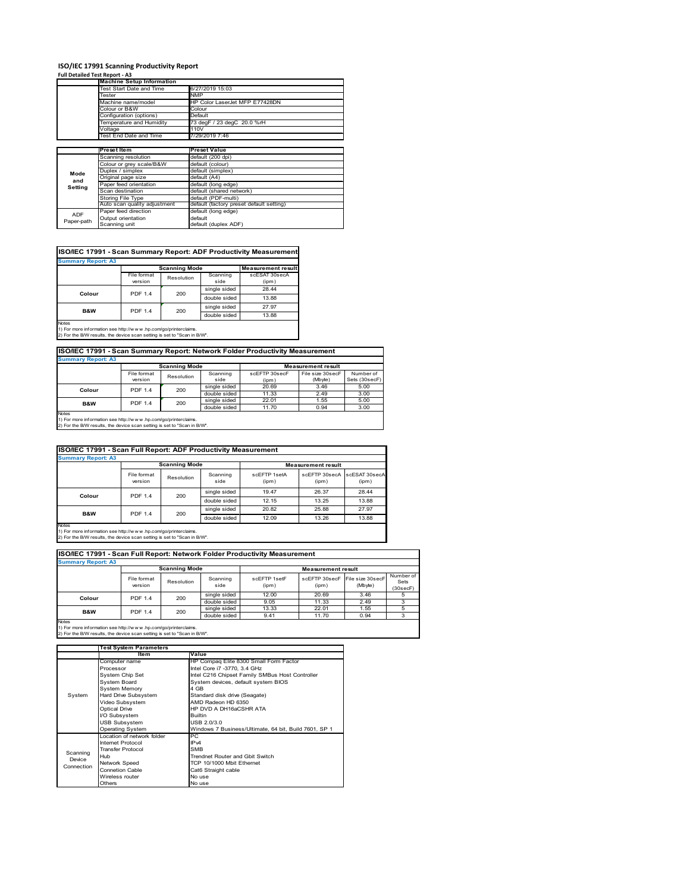# ISO/IEC 17991 Scanning Productivity Report

**Full Detailed Test Report - A3**

| | Machine Setup Information | |
|---|---|---|
| | Test Start Date and Time | 6/27/2019 15:03 |
| | Tester | NMP |
| | Machine name/model | HP Color LaserJet MFP E77428DN |
| | Colour or B&W | Colour |
| | Configuration (options) | Default |
| | Temperature and Humidity | 73 degF / 23 degC 20.0 %rH |
| | Voltage | 110V |
| | Test End Date and Time | 7/29/2019 7:46 |

| | Preset Item | Preset Value |
|---|---|---|
| Mode and Setting | Scanning resolution | default (200 dpi) |
| | Colour or grey scale/B&W | default (colour) |
| | Duplex / simplex | default (simplex) |
| | Original page size | default (A4) |
| | Paper feed orientation | default (long edge) |
| | Scan destination | default (shared network) |
| | Storing File Type | default (PDF-multi) |
| | Auto scan quality adjustment | default (factory preset default setting) |
| ADF Paper-path | Paper feed direction | default (long edge) |
| | Output orientation | default |
| | Scanning unit | default (duplex ADF) |

## ISO/IEC 17991 - Scan Summary Report: ADF Productivity Measurement

**Summary Report: A3**

| | Scanning Mode | | | Measurement result |
|---|---|---|---|---|
| | File format version | Resolution | Scanning side | scESAT 30secA (ipm) |
| Colour | PDF 1.4 | 200 | single sided | 28.44 |
| | | | double sided | 13.88 |
| B&W | PDF 1.4 | 200 | single sided | 27.97 |
| | | | double sided | 13.88 |

Notes
1) For more information see http://www.hp.com/go/printerclaims.
2) For the B/W results, the device scan setting is set to "Scan in B/W".

## ISO/IEC 17991 - Scan Summary Report: Network Folder Productivity Measurement

**Summary Report: A3**

| | Scanning Mode | | | Measurement result | | |
|---|---|---|---|---|---|---|
| | File format version | Resolution | Scanning side | scEFTP 30secF (ipm) | File size 30secF (Mbyte) | Number of Sets (30secF) |
| Colour | PDF 1.4 | 200 | single sided | 20.69 | 3.46 | 5.00 |
| | | | double sided | 11.33 | 2.49 | 3.00 |
| B&W | PDF 1.4 | 200 | single sided | 22.01 | 1.55 | 5.00 |
| | | | double sided | 11.70 | 0.94 | 3.00 |

Notes
1) For more information see http://www.hp.com/go/printerclaims.
2) For the B/W results, the device scan setting is set to "Scan in B/W".

## ISO/IEC 17991 - Scan Full Report: ADF Productivity Measurement

**Summary Report: A3**

| | Scanning Mode | | | Measurement result | | |
|---|---|---|---|---|---|---|
| | File format version | Resolution | Scanning side | scEFTP 1setA (ipm) | scEFTP 30secA (ipm) | scESAT 30secA (ipm) |
| Colour | PDF 1.4 | 200 | single sided | 19.47 | 26.37 | 28.44 |
| | | | double sided | 12.15 | 13.25 | 13.88 |
| B&W | PDF 1.4 | 200 | single sided | 20.82 | 25.88 | 27.97 |
| | | | double sided | 12.09 | 13.26 | 13.88 |

Notes
1) For more information see http://www.hp.com/go/printerclaims.
2) For the B/W results, the device scan setting is set to "Scan in B/W".

## ISO/IEC 17991 - Scan Full Report: Network Folder Productivity Measurement

**Summary Report: A3**

| | Scanning Mode | | | Measurement result | | | |
|---|---|---|---|---|---|---|---|
| | File format version | Resolution | Scanning side | scEFTP 1setF (ipm) | scEFTP 30secF (ipm) | File size 30secF (Mbyte) | Number of Sets (30secF) |
| Colour | PDF 1.4 | 200 | single sided | 12.00 | 20.69 | 3.46 | 5 |
| | | | double sided | 9.05 | 11.33 | 2.49 | 3 |
| B&W | PDF 1.4 | 200 | single sided | 13.33 | 22.01 | 1.55 | 5 |
| | | | double sided | 9.41 | 11.70 | 0.94 | 3 |

Notes
1) For more information see http://www.hp.com/go/printerclaims.
2) For the B/W results, the device scan setting is set to "Scan in B/W".

| | Test System Parameters | |
|---|---|---|
| | Item | Value |
| System | Computer name | HP Compaq Elite 8300 Small Form Factor |
| | Processor | Intel Core i7 -3770, 3.4 GHz |
| | System Chip Set | Intel C216 Chipset Family SMBus Host Controller |
| | System Board | System devices, default system BIOS |
| | System Memory | 4 GB |
| | Hard Drive Subsystem | Standard disk drive (Seagate) |
| | Video Subsystem | AMD Radeon HD 6350 |
| | Optical Drive | HP DVD A DH16aCSHR ATA |
| | I/O Subsystem | Builtin |
| | USB Subsystem | USB 2.0/3.0 |
| | Operating System | Windows 7 Business/Ultimate, 64 bit, Build 7601, SP 1 |
| Scanning Device Connection | Location of network folder | PC |
| | Internet Protocol | IPv4 |
| | Transfer Protocol | SMB |
| | Hub | Trendnet Router and Gbit Switch |
| | Network Speed | TCP 10/1000 Mbit Ethernet |
| | Connetion Cable | Cat6 Straight cable |
| | Wireless router | No use |
| | Others | No use |